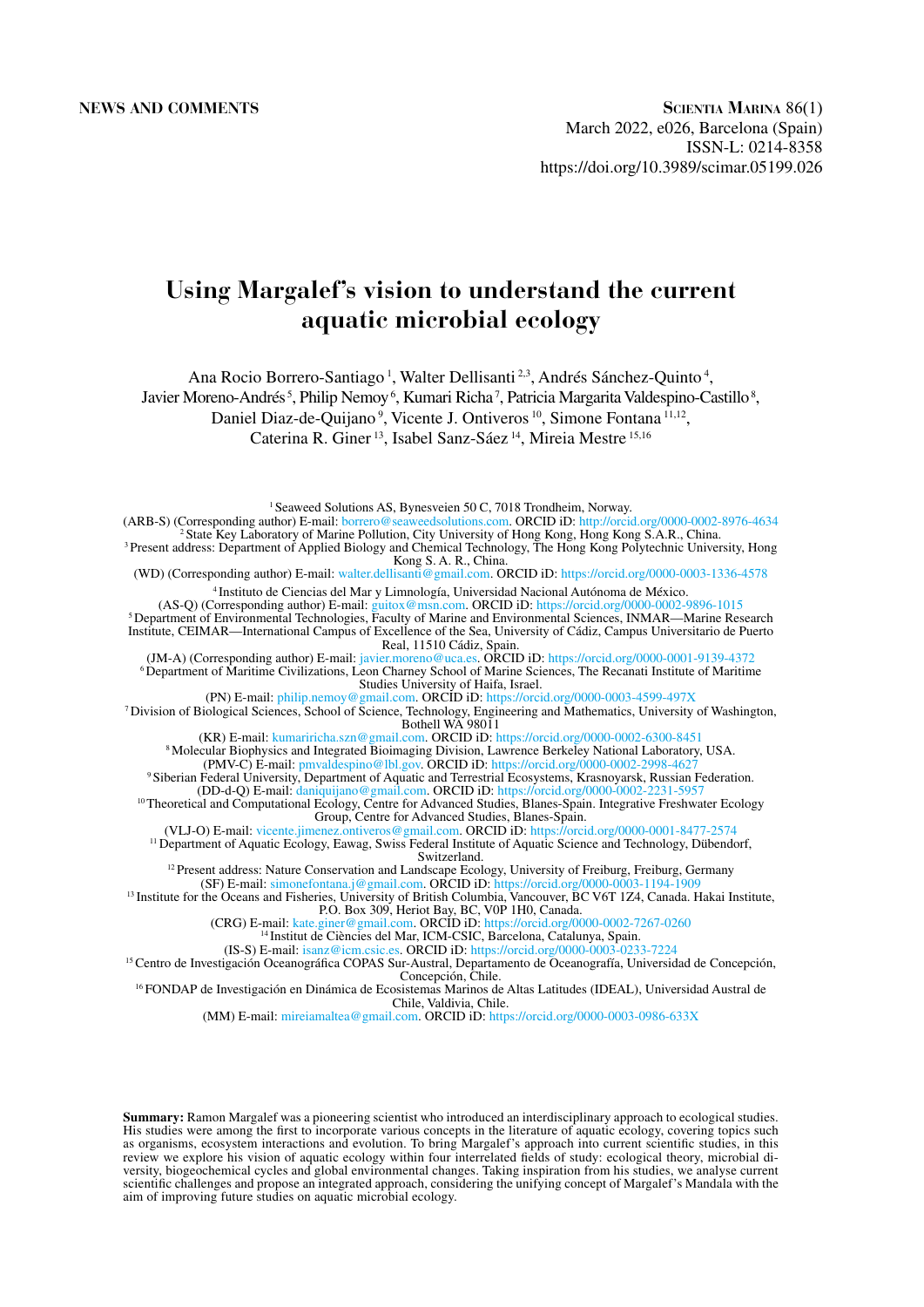NEWS AND COMMENTS

Scientia Marina 86(1)
March 2022, e026, Barcelona (Spain)
ISSN-L: 0214-8358
https://doi.org/10.3989/scimar.05199.026

# Using Margalef's vision to understand the current aquatic microbial ecology

Ana Rocio Borrero-Santiago [1], Walter Dellisanti [2,3], Andrés Sánchez-Quinto [4], Javier Moreno-Andrés [5], Philip Nemoy [6], Kumari Richa [7], Patricia Margarita Valdespino-Castillo [8], Daniel Diaz-de-Quijano [9], Vicente J. Ontiveros [10], Simone Fontana [11,12], Caterina R. Giner [13], Isabel Sanz-Sáez [14], Mireia Mestre [15,16]

[1] Seaweed Solutions AS, Bynesveien 50 C, 7018 Trondheim, Norway.
(ARB-S) (Corresponding author) E-mail: borrero@seaweedsolutions.com. ORCID iD: http://orcid.org/0000-0002-8976-4634
[2] State Key Laboratory of Marine Pollution, City University of Hong Kong, Hong Kong S.A.R., China.
[3] Present address: Department of Applied Biology and Chemical Technology, The Hong Kong Polytechnic University, Hong Kong S. A. R., China.
(WD) (Corresponding author) E-mail: walter.dellisanti@gmail.com. ORCID iD: https://orcid.org/0000-0003-1336-4578
[4] Instituto de Ciencias del Mar y Limnología, Universidad Nacional Autónoma de México.
(AS-Q) (Corresponding author) E-mail: guitox@msn.com. ORCID iD: https://orcid.org/0000-0002-9896-1015
[5] Department of Environmental Technologies, Faculty of Marine and Environmental Sciences, INMAR—Marine Research Institute, CEIMAR—International Campus of Excellence of the Sea, University of Cádiz, Campus Universitario de Puerto Real, 11510 Cádiz, Spain.
(JM-A) (Corresponding author) E-mail: javier.moreno@uca.es. ORCID iD: https://orcid.org/0000-0001-9139-4372
[6] Department of Maritime Civilizations, Leon Charney School of Marine Sciences, The Recanati Institute of Maritime Studies University of Haifa, Israel.
(PN) E-mail: philip.nemoy@gmail.com. ORCID iD: https://orcid.org/0000-0003-4599-497X
[7] Division of Biological Sciences, School of Science, Technology, Engineering and Mathematics, University of Washington, Bothell WA 98011
(KR) E-mail: kumariricha.szn@gmail.com. ORCID iD: https://orcid.org/0000-0002-6300-8451
[8] Molecular Biophysics and Integrated Bioimaging Division, Lawrence Berkeley National Laboratory, USA.
(PMV-C) E-mail: pmvaldespino@lbl.gov. ORCID iD: https://orcid.org/0000-0002-2998-4627
[9] Siberian Federal University, Department of Aquatic and Terrestrial Ecosystems, Krasnoyarsk, Russian Federation.
(DD-d-Q) E-mail: daniquijano@gmail.com. ORCID iD: https://orcid.org/0000-0002-2231-5957
[10] Theoretical and Computational Ecology, Centre for Advanced Studies, Blanes-Spain. Integrative Freshwater Ecology Group, Centre for Advanced Studies, Blanes-Spain.
(VLJ-O) E-mail: vicente.jimenez.ontiveros@gmail.com. ORCID iD: https://orcid.org/0000-0001-8477-2574
[11] Department of Aquatic Ecology, Eawag, Swiss Federal Institute of Aquatic Science and Technology, Dübendorf, Switzerland.
[12] Present address: Nature Conservation and Landscape Ecology, University of Freiburg, Freiburg, Germany
(SF) E-mail: simonefontana.j@gmail.com. ORCID iD: https://orcid.org/0000-0003-1194-1909
[13] Institute for the Oceans and Fisheries, University of British Columbia, Vancouver, BC V6T 1Z4, Canada. Hakai Institute, P.O. Box 309, Heriot Bay, BC, V0P 1H0, Canada.
(CRG) E-mail: kate.giner@gmail.com. ORCID iD: https://orcid.org/0000-0002-7267-0260
[14] Institut de Ciències del Mar, ICM-CSIC, Barcelona, Catalunya, Spain.
(IS-S) E-mail: isanz@icm.csic.es. ORCID iD: https://orcid.org/0000-0003-0233-7224
[15] Centro de Investigación Oceanográfica COPAS Sur-Austral, Departamento de Oceanografía, Universidad de Concepción, Concepción, Chile.
[16] FONDAP de Investigación en Dinámica de Ecosistemas Marinos de Altas Latitudes (IDEAL), Universidad Austral de Chile, Valdivia, Chile.
(MM) E-mail: mireiamaltea@gmail.com. ORCID iD: https://orcid.org/0000-0003-0986-633X

**Summary:** Ramon Margalef was a pioneering scientist who introduced an interdisciplinary approach to ecological studies. His studies were among the first to incorporate various concepts in the literature of aquatic ecology, covering topics such as organisms, ecosystem interactions and evolution. To bring Margalef's approach into current scientific studies, in this review we explore his vision of aquatic ecology within four interrelated fields of study: ecological theory, microbial diversity, biogeochemical cycles and global environmental changes. Taking inspiration from his studies, we analyse current scientific challenges and propose an integrated approach, considering the unifying concept of Margalef's Mandala with the aim of improving future studies on aquatic microbial ecology.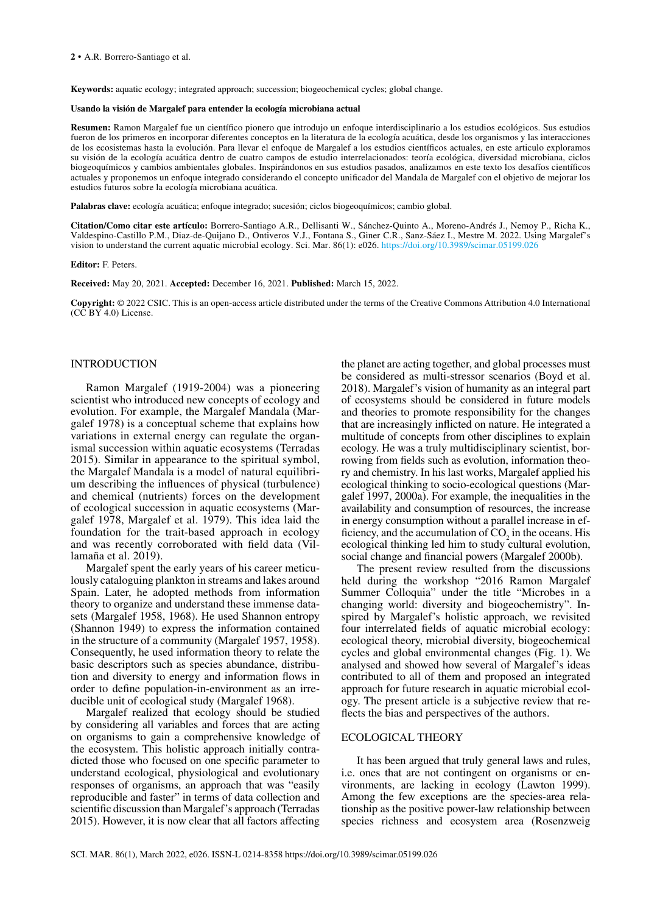**Keywords:** aquatic ecology; integrated approach; succession; biogeochemical cycles; global change.

**Usando la visión de Margalef para entender la ecología microbiana actual**

**Resumen:** Ramon Margalef fue un científico pionero que introdujo un enfoque interdisciplinario a los estudios ecológicos. Sus estudios fueron de los primeros en incorporar diferentes conceptos en la literatura de la ecología acuática, desde los organismos y las interacciones de los ecosistemas hasta la evolución. Para llevar el enfoque de Margalef a los estudios científicos actuales, en este articulo exploramos su visión de la ecología acuática dentro de cuatro campos de estudio interrelacionados: teoría ecológica, diversidad microbiana, ciclos biogeoquímicos y cambios ambientales globales. Inspirándonos en sus estudios pasados, analizamos en este texto los desafíos científicos actuales y proponemos un enfoque integrado considerando el concepto unificador del Mandala de Margalef con el objetivo de mejorar los estudios futuros sobre la ecología microbiana acuática.

**Palabras clave:** ecología acuática; enfoque integrado; sucesión; ciclos biogeoquímicos; cambio global.

**Citation/Como citar este artículo:** Borrero-Santiago A.R., Dellisanti W., Sánchez-Quinto A., Moreno-Andrés J., Nemoy P., Richa K., Valdespino-Castillo P.M., Diaz-de-Quijano D., Ontiveros V.J., Fontana S., Giner C.R., Sanz-Sáez I., Mestre M. 2022. Using Margalef's vision to understand the current aquatic microbial ecology. Sci. Mar. 86(1): e026. https://doi.org/10.3989/scimar.05199.026

**Editor:** F. Peters.

**Received:** May 20, 2021. **Accepted:** December 16, 2021. **Published:** March 15, 2022.

**Copyright:** © 2022 CSIC. This is an open-access article distributed under the terms of the Creative Commons Attribution 4.0 International (CC BY 4.0) License.

## INTRODUCTION

Ramon Margalef (1919-2004) was a pioneering scientist who introduced new concepts of ecology and evolution. For example, the Margalef Mandala (Margalef 1978) is a conceptual scheme that explains how variations in external energy can regulate the organismal succession within aquatic ecosystems (Terradas 2015). Similar in appearance to the spiritual symbol, the Margalef Mandala is a model of natural equilibrium describing the influences of physical (turbulence) and chemical (nutrients) forces on the development of ecological succession in aquatic ecosystems (Margalef 1978, Margalef et al. 1979). This idea laid the foundation for the trait-based approach in ecology and was recently corroborated with field data (Villamaña et al. 2019).

Margalef spent the early years of his career meticulously cataloguing plankton in streams and lakes around Spain. Later, he adopted methods from information theory to organize and understand these immense datasets (Margalef 1958, 1968). He used Shannon entropy (Shannon 1949) to express the information contained in the structure of a community (Margalef 1957, 1958). Consequently, he used information theory to relate the basic descriptors such as species abundance, distribution and diversity to energy and information flows in order to define population-in-environment as an irreducible unit of ecological study (Margalef 1968).

Margalef realized that ecology should be studied by considering all variables and forces that are acting on organisms to gain a comprehensive knowledge of the ecosystem. This holistic approach initially contradicted those who focused on one specific parameter to understand ecological, physiological and evolutionary responses of organisms, an approach that was "easily reproducible and faster" in terms of data collection and scientific discussion than Margalef's approach (Terradas 2015). However, it is now clear that all factors affecting the planet are acting together, and global processes must be considered as multi-stressor scenarios (Boyd et al. 2018). Margalef's vision of humanity as an integral part of ecosystems should be considered in future models and theories to promote responsibility for the changes that are increasingly inflicted on nature. He integrated a multitude of concepts from other disciplines to explain ecology. He was a truly multidisciplinary scientist, borrowing from fields such as evolution, information theory and chemistry. In his last works, Margalef applied his ecological thinking to socio-ecological questions (Margalef 1997, 2000a). For example, the inequalities in the availability and consumption of resources, the increase in energy consumption without a parallel increase in efficiency, and the accumulation of $CO_2$ in the oceans. His ecological thinking led him to study cultural evolution, social change and financial powers (Margalef 2000b).

The present review resulted from the discussions held during the workshop "2016 Ramon Margalef Summer Colloquia" under the title "Microbes in a changing world: diversity and biogeochemistry". Inspired by Margalef's holistic approach, we revisited four interrelated fields of aquatic microbial ecology: ecological theory, microbial diversity, biogeochemical cycles and global environmental changes (Fig. 1). We analysed and showed how several of Margalef's ideas contributed to all of them and proposed an integrated approach for future research in aquatic microbial ecology. The present article is a subjective review that reflects the bias and perspectives of the authors.

## ECOLOGICAL THEORY

It has been argued that truly general laws and rules, i.e. ones that are not contingent on organisms or environments, are lacking in ecology (Lawton 1999). Among the few exceptions are the species-area relationship as the positive power-law relationship between species richness and ecosystem area (Rosenzweig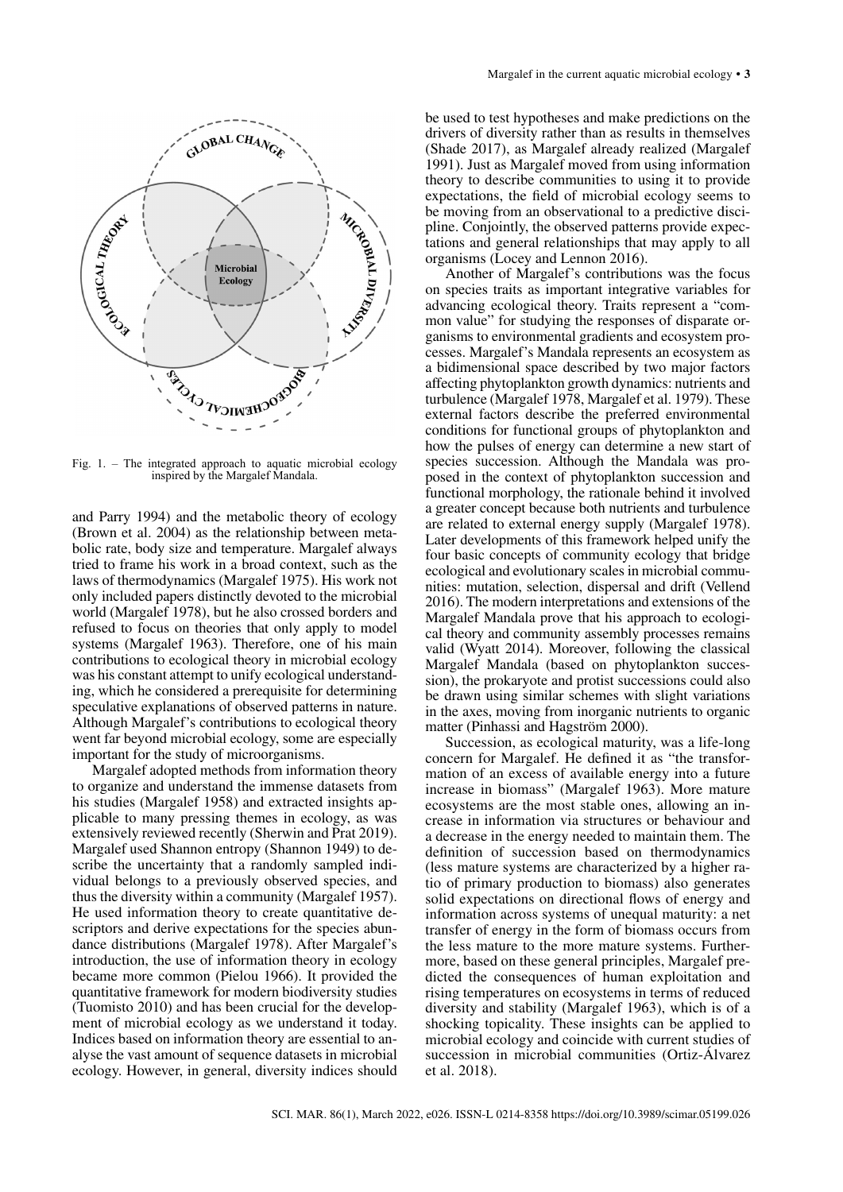Fig. 1. – The integrated approach to aquatic microbial ecology inspired by the Margalef Mandala.

and Parry 1994) and the metabolic theory of ecology (Brown et al. 2004) as the relationship between metabolic rate, body size and temperature. Margalef always tried to frame his work in a broad context, such as the laws of thermodynamics (Margalef 1975). His work not only included papers distinctly devoted to the microbial world (Margalef 1978), but he also crossed borders and refused to focus on theories that only apply to model systems (Margalef 1963). Therefore, one of his main contributions to ecological theory in microbial ecology was his constant attempt to unify ecological understanding, which he considered a prerequisite for determining speculative explanations of observed patterns in nature. Although Margalef's contributions to ecological theory went far beyond microbial ecology, some are especially important for the study of microorganisms.

Margalef adopted methods from information theory to organize and understand the immense datasets from his studies (Margalef 1958) and extracted insights applicable to many pressing themes in ecology, as was extensively reviewed recently (Sherwin and Prat 2019). Margalef used Shannon entropy (Shannon 1949) to describe the uncertainty that a randomly sampled individual belongs to a previously observed species, and thus the diversity within a community (Margalef 1957). He used information theory to create quantitative descriptors and derive expectations for the species abundance distributions (Margalef 1978). After Margalef's introduction, the use of information theory in ecology became more common (Pielou 1966). It provided the quantitative framework for modern biodiversity studies (Tuomisto 2010) and has been crucial for the development of microbial ecology as we understand it today. Indices based on information theory are essential to analyse the vast amount of sequence datasets in microbial ecology. However, in general, diversity indices should be used to test hypotheses and make predictions on the drivers of diversity rather than as results in themselves (Shade 2017), as Margalef already realized (Margalef 1991). Just as Margalef moved from using information theory to describe communities to using it to provide expectations, the field of microbial ecology seems to be moving from an observational to a predictive discipline. Conjointly, the observed patterns provide expectations and general relationships that may apply to all organisms (Locey and Lennon 2016).

Another of Margalef's contributions was the focus on species traits as important integrative variables for advancing ecological theory. Traits represent a "common value" for studying the responses of disparate organisms to environmental gradients and ecosystem processes. Margalef's Mandala represents an ecosystem as a bidimensional space described by two major factors affecting phytoplankton growth dynamics: nutrients and turbulence (Margalef 1978, Margalef et al. 1979). These external factors describe the preferred environmental conditions for functional groups of phytoplankton and how the pulses of energy can determine a new start of species succession. Although the Mandala was proposed in the context of phytoplankton succession and functional morphology, the rationale behind it involved a greater concept because both nutrients and turbulence are related to external energy supply (Margalef 1978). Later developments of this framework helped unify the four basic concepts of community ecology that bridge ecological and evolutionary scales in microbial communities: mutation, selection, dispersal and drift (Vellend 2016). The modern interpretations and extensions of the Margalef Mandala prove that his approach to ecological theory and community assembly processes remains valid (Wyatt 2014). Moreover, following the classical Margalef Mandala (based on phytoplankton succession), the prokaryote and protist successions could also be drawn using similar schemes with slight variations in the axes, moving from inorganic nutrients to organic matter (Pinhassi and Hagström 2000).

Succession, as ecological maturity, was a life-long concern for Margalef. He defined it as "the transformation of an excess of available energy into a future increase in biomass" (Margalef 1963). More mature ecosystems are the most stable ones, allowing an increase in information via structures or behaviour and a decrease in the energy needed to maintain them. The definition of succession based on thermodynamics (less mature systems are characterized by a higher ratio of primary production to biomass) also generates solid expectations on directional flows of energy and information across systems of unequal maturity: a net transfer of energy in the form of biomass occurs from the less mature to the more mature systems. Furthermore, based on these general principles, Margalef predicted the consequences of human exploitation and rising temperatures on ecosystems in terms of reduced diversity and stability (Margalef 1963), which is of a shocking topicality. These insights can be applied to microbial ecology and coincide with current studies of succession in microbial communities (Ortiz-Álvarez et al. 2018).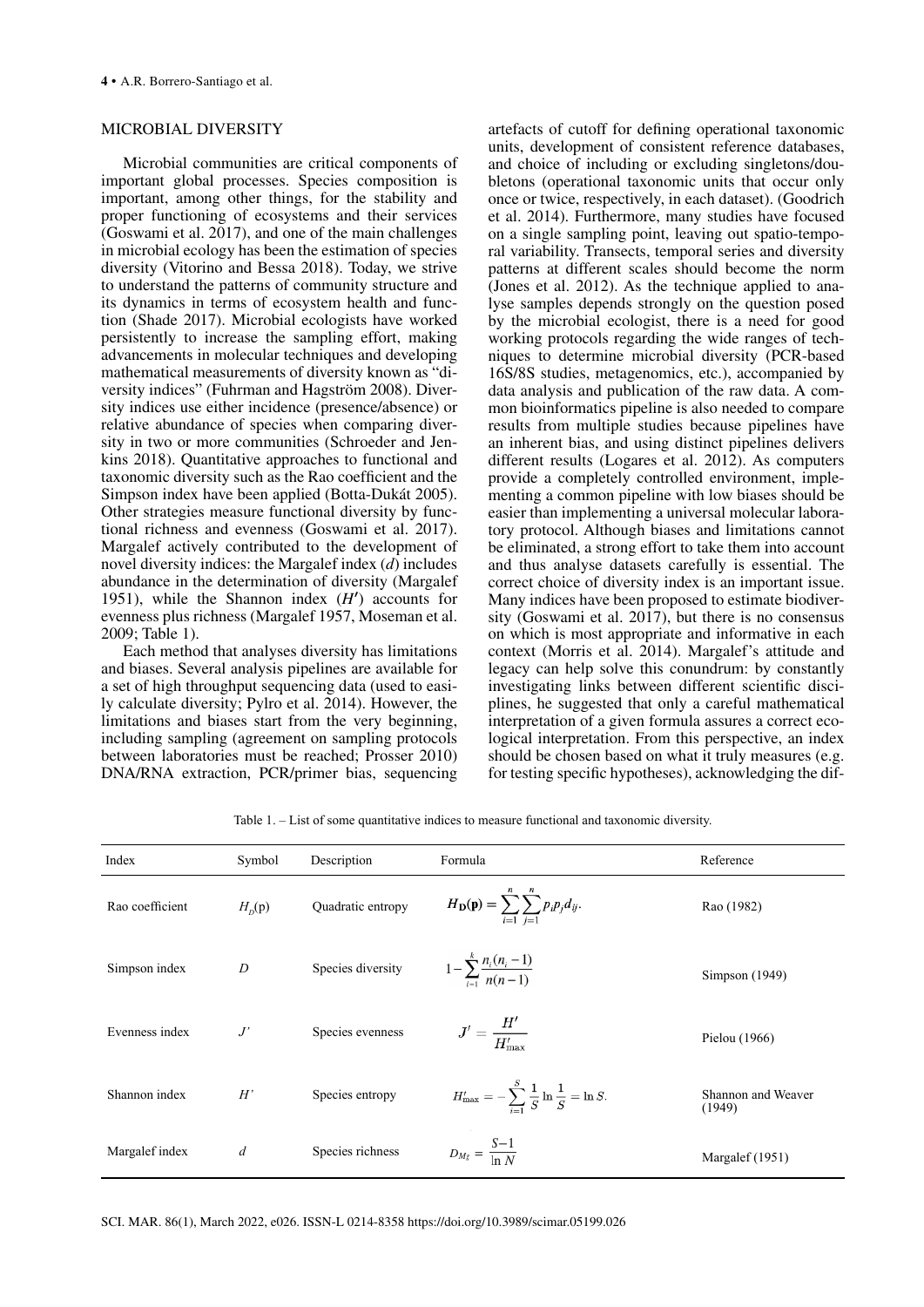## MICROBIAL DIVERSITY

Microbial communities are critical components of important global processes. Species composition is important, among other things, for the stability and proper functioning of ecosystems and their services (Goswami et al. 2017), and one of the main challenges in microbial ecology has been the estimation of species diversity (Vitorino and Bessa 2018). Today, we strive to understand the patterns of community structure and its dynamics in terms of ecosystem health and function (Shade 2017). Microbial ecologists have worked persistently to increase the sampling effort, making advancements in molecular techniques and developing mathematical measurements of diversity known as "diversity indices" (Fuhrman and Hagström 2008). Diversity indices use either incidence (presence/absence) or relative abundance of species when comparing diversity in two or more communities (Schroeder and Jenkins 2018). Quantitative approaches to functional and taxonomic diversity such as the Rao coefficient and the Simpson index have been applied (Botta-Dukát 2005). Other strategies measure functional diversity by functional richness and evenness (Goswami et al. 2017). Margalef actively contributed to the development of novel diversity indices: the Margalef index ($d$) includes abundance in the determination of diversity (Margalef 1951), while the Shannon index ($H'$) accounts for evenness plus richness (Margalef 1957, Moseman et al. 2009; Table 1).

Each method that analyses diversity has limitations and biases. Several analysis pipelines are available for a set of high throughput sequencing data (used to easily calculate diversity; Pylro et al. 2014). However, the limitations and biases start from the very beginning, including sampling (agreement on sampling protocols between laboratories must be reached; Prosser 2010) DNA/RNA extraction, PCR/primer bias, sequencing artefacts of cutoff for defining operational taxonomic units, development of consistent reference databases, and choice of including or excluding singletons/doubletons (operational taxonomic units that occur only once or twice, respectively, in each dataset). (Goodrich et al. 2014). Furthermore, many studies have focused on a single sampling point, leaving out spatio-temporal variability. Transects, temporal series and diversity patterns at different scales should become the norm (Jones et al. 2012). As the technique applied to analyse samples depends strongly on the question posed by the microbial ecologist, there is a need for good working protocols regarding the wide ranges of techniques to determine microbial diversity (PCR-based 16S/8S studies, metagenomics, etc.), accompanied by data analysis and publication of the raw data. A common bioinformatics pipeline is also needed to compare results from multiple studies because pipelines have an inherent bias, and using distinct pipelines delivers different results (Logares et al. 2012). As computers provide a completely controlled environment, implementing a common pipeline with low biases should be easier than implementing a universal molecular laboratory protocol. Although biases and limitations cannot be eliminated, a strong effort to take them into account and thus analyse datasets carefully is essential. The correct choice of diversity index is an important issue. Many indices have been proposed to estimate biodiversity (Goswami et al. 2017), but there is no consensus on which is most appropriate and informative in each context (Morris et al. 2014). Margalef's attitude and legacy can help solve this conundrum: by constantly investigating links between different scientific disciplines, he suggested that only a careful mathematical interpretation of a given formula assures a correct ecological interpretation. From this perspective, an index should be chosen based on what it truly measures (e.g. for testing specific hypotheses), acknowledging the dif-

Table 1. – List of some quantitative indices to measure functional and taxonomic diversity.

| Index | Symbol | Description | Formula | Reference |
|---|---|---|---|---|
| Rao coefficient | $H_D(\mathrm{p})$ | Quadratic entropy | $H_{\mathbf{D}}(\mathbf{p}) = \sum_{i=1}^{n} \sum_{j=1}^{n} p_i p_j d_{ij}.$ | Rao (1982) |
| Simpson index | $D$ | Species diversity | $1 - \sum_{i=1}^{k} \frac{n_i(n_i - 1)}{n(n-1)}$ | Simpson (1949) |
| Evenness index | $J'$ | Species evenness | $J' = \frac{H'}{H'_{\max}}$ | Pielou (1966) |
| Shannon index | $H'$ | Species entropy | $H'_{\max} = -\sum_{i=1}^{S} \frac{1}{S} \ln \frac{1}{S} = \ln S.$ | Shannon and Weaver (1949) |
| Margalef index | $d$ | Species richness | $D_{Mg} = \frac{S-1}{\ln N}$ | Margalef (1951) |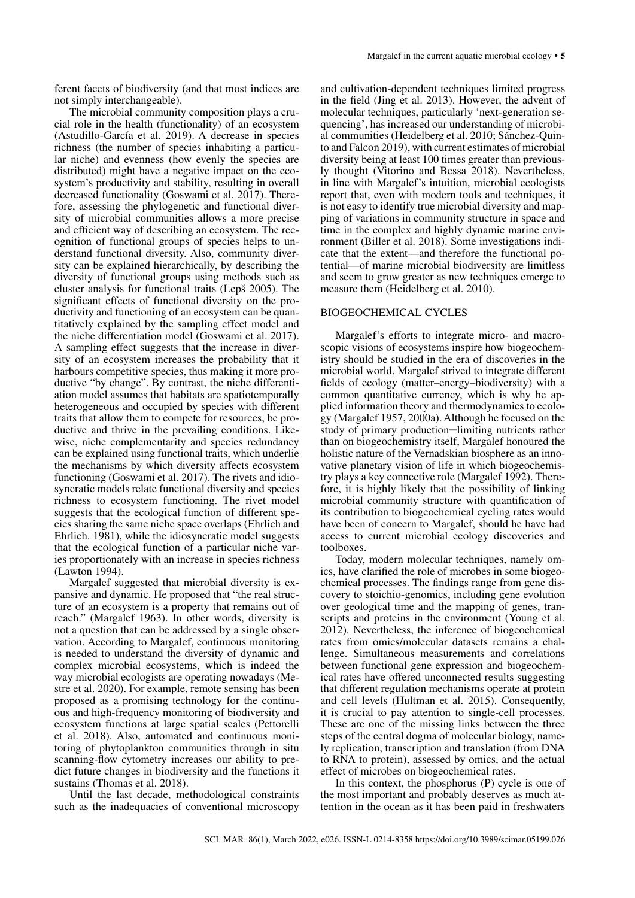ferent facets of biodiversity (and that most indices are not simply interchangeable).

The microbial community composition plays a crucial role in the health (functionality) of an ecosystem (Astudillo-García et al. 2019). A decrease in species richness (the number of species inhabiting a particular niche) and evenness (how evenly the species are distributed) might have a negative impact on the ecosystem's productivity and stability, resulting in overall decreased functionality (Goswami et al. 2017). Therefore, assessing the phylogenetic and functional diversity of microbial communities allows a more precise and efficient way of describing an ecosystem. The recognition of functional groups of species helps to understand functional diversity. Also, community diversity can be explained hierarchically, by describing the diversity of functional groups using methods such as cluster analysis for functional traits (Lepš 2005). The significant effects of functional diversity on the productivity and functioning of an ecosystem can be quantitatively explained by the sampling effect model and the niche differentiation model (Goswami et al. 2017). A sampling effect suggests that the increase in diversity of an ecosystem increases the probability that it harbours competitive species, thus making it more productive "by change". By contrast, the niche differentiation model assumes that habitats are spatiotemporally heterogeneous and occupied by species with different traits that allow them to compete for resources, be productive and thrive in the prevailing conditions. Likewise, niche complementarity and species redundancy can be explained using functional traits, which underlie the mechanisms by which diversity affects ecosystem functioning (Goswami et al. 2017). The rivets and idiosyncratic models relate functional diversity and species richness to ecosystem functioning. The rivet model suggests that the ecological function of different species sharing the same niche space overlaps (Ehrlich and Ehrlich. 1981), while the idiosyncratic model suggests that the ecological function of a particular niche varies proportionately with an increase in species richness (Lawton 1994).

Margalef suggested that microbial diversity is expansive and dynamic. He proposed that "the real structure of an ecosystem is a property that remains out of reach." (Margalef 1963). In other words, diversity is not a question that can be addressed by a single observation. According to Margalef, continuous monitoring is needed to understand the diversity of dynamic and complex microbial ecosystems, which is indeed the way microbial ecologists are operating nowadays (Mestre et al. 2020). For example, remote sensing has been proposed as a promising technology for the continuous and high-frequency monitoring of biodiversity and ecosystem functions at large spatial scales (Pettorelli et al. 2018). Also, automated and continuous monitoring of phytoplankton communities through in situ scanning-flow cytometry increases our ability to predict future changes in biodiversity and the functions it sustains (Thomas et al. 2018).

Until the last decade, methodological constraints such as the inadequacies of conventional microscopy and cultivation-dependent techniques limited progress in the field (Jing et al. 2013). However, the advent of molecular techniques, particularly 'next-generation sequencing', has increased our understanding of microbial communities (Heidelberg et al. 2010; Sánchez-Quinto and Falcon 2019), with current estimates of microbial diversity being at least 100 times greater than previously thought (Vitorino and Bessa 2018). Nevertheless, in line with Margalef's intuition, microbial ecologists report that, even with modern tools and techniques, it is not easy to identify true microbial diversity and mapping of variations in community structure in space and time in the complex and highly dynamic marine environment (Biller et al. 2018). Some investigations indicate that the extent—and therefore the functional potential—of marine microbial biodiversity are limitless and seem to grow greater as new techniques emerge to measure them (Heidelberg et al. 2010).

## BIOGEOCHEMICAL CYCLES

Margalef's efforts to integrate micro- and macroscopic visions of ecosystems inspire how biogeochemistry should be studied in the era of discoveries in the microbial world. Margalef strived to integrate different fields of ecology (matter–energy–biodiversity) with a common quantitative currency, which is why he applied information theory and thermodynamics to ecology (Margalef 1957, 2000a). Although he focused on the study of primary production–limiting nutrients rather than on biogeochemistry itself, Margalef honoured the holistic nature of the Vernadskian biosphere as an innovative planetary vision of life in which biogeochemistry plays a key connective role (Margalef 1992). Therefore, it is highly likely that the possibility of linking microbial community structure with quantification of its contribution to biogeochemical cycling rates would have been of concern to Margalef, should he have had access to current microbial ecology discoveries and toolboxes.

Today, modern molecular techniques, namely omics, have clarified the role of microbes in some biogeochemical processes. The findings range from gene discovery to stoichio-genomics, including gene evolution over geological time and the mapping of genes, transcripts and proteins in the environment (Young et al. 2012). Nevertheless, the inference of biogeochemical rates from omics/molecular datasets remains a challenge. Simultaneous measurements and correlations between functional gene expression and biogeochemical rates have offered unconnected results suggesting that different regulation mechanisms operate at protein and cell levels (Hultman et al. 2015). Consequently, it is crucial to pay attention to single-cell processes. These are one of the missing links between the three steps of the central dogma of molecular biology, namely replication, transcription and translation (from DNA to RNA to protein), assessed by omics, and the actual effect of microbes on biogeochemical rates.

In this context, the phosphorus (P) cycle is one of the most important and probably deserves as much attention in the ocean as it has been paid in freshwaters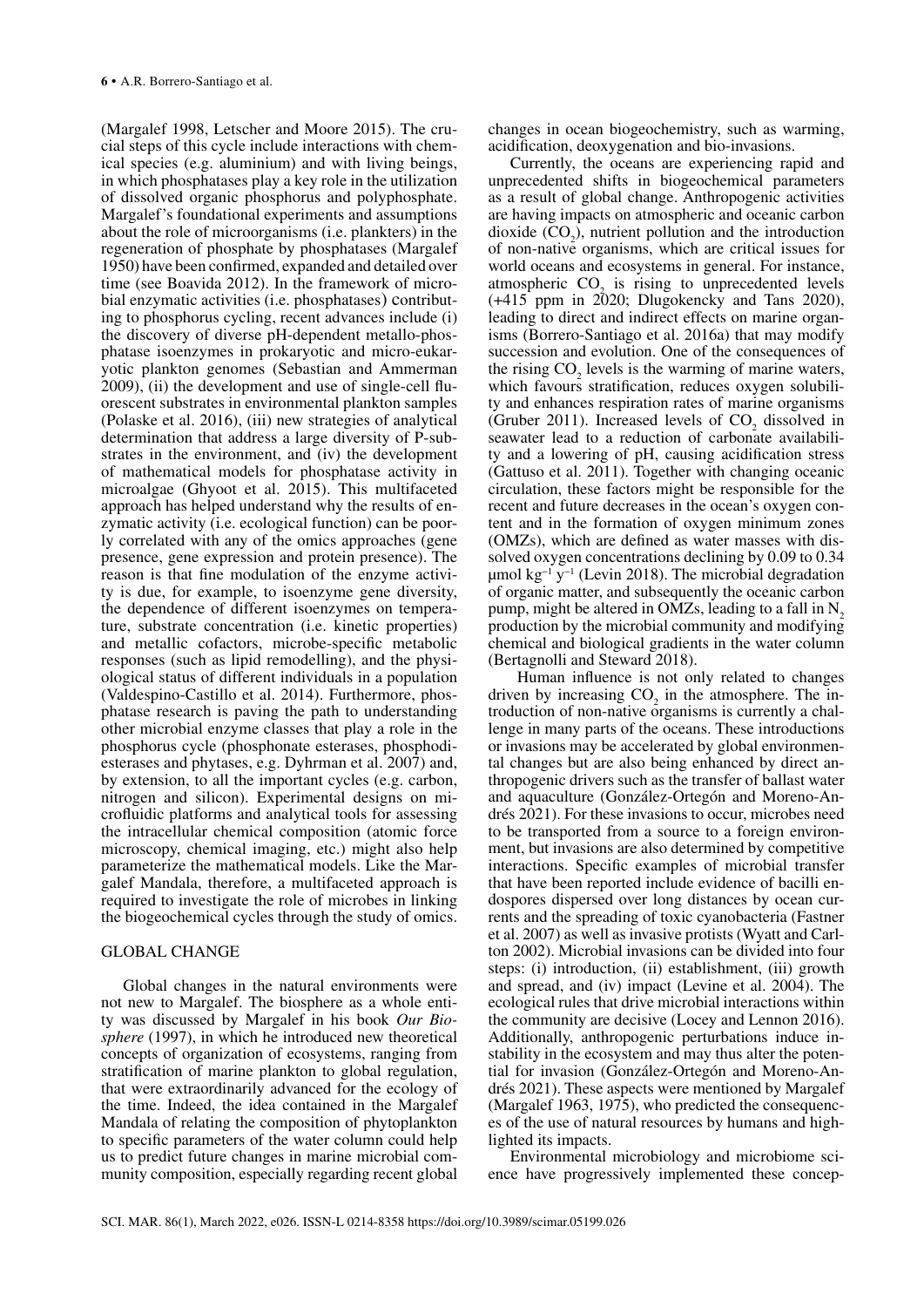(Margalef 1998, Letscher and Moore 2015). The crucial steps of this cycle include interactions with chemical species (e.g. aluminium) and with living beings, in which phosphatases play a key role in the utilization of dissolved organic phosphorus and polyphosphate. Margalef's foundational experiments and assumptions about the role of microorganisms (i.e. plankters) in the regeneration of phosphate by phosphatases (Margalef 1950) have been confirmed, expanded and detailed over time (see Boavida 2012). In the framework of microbial enzymatic activities (i.e. phosphatases) contributing to phosphorus cycling, recent advances include (i) the discovery of diverse pH-dependent metallo-phosphatase isoenzymes in prokaryotic and micro-eukaryotic plankton genomes (Sebastian and Ammerman 2009), (ii) the development and use of single-cell fluorescent substrates in environmental plankton samples (Polaske et al. 2016), (iii) new strategies of analytical determination that address a large diversity of P-substrates in the environment, and (iv) the development of mathematical models for phosphatase activity in microalgae (Ghyoot et al. 2015). This multifaceted approach has helped understand why the results of enzymatic activity (i.e. ecological function) can be poorly correlated with any of the omics approaches (gene presence, gene expression and protein presence). The reason is that fine modulation of the enzyme activity is due, for example, to isoenzyme gene diversity, the dependence of different isoenzymes on temperature, substrate concentration (i.e. kinetic properties) and metallic cofactors, microbe-specific metabolic responses (such as lipid remodelling), and the physiological status of different individuals in a population (Valdespino-Castillo et al. 2014). Furthermore, phosphatase research is paving the path to understanding other microbial enzyme classes that play a role in the phosphorus cycle (phosphonate esterases, phosphodiesterases and phytases, e.g. Dyhrman et al. 2007) and, by extension, to all the important cycles (e.g. carbon, nitrogen and silicon). Experimental designs on microfluidic platforms and analytical tools for assessing the intracellular chemical composition (atomic force microscopy, chemical imaging, etc.) might also help parameterize the mathematical models. Like the Margalef Mandala, therefore, a multifaceted approach is required to investigate the role of microbes in linking the biogeochemical cycles through the study of omics.

## GLOBAL CHANGE

Global changes in the natural environments were not new to Margalef. The biosphere as a whole entity was discussed by Margalef in his book *Our Biosphere* (1997), in which he introduced new theoretical concepts of organization of ecosystems, ranging from stratification of marine plankton to global regulation, that were extraordinarily advanced for the ecology of the time. Indeed, the idea contained in the Margalef Mandala of relating the composition of phytoplankton to specific parameters of the water column could help us to predict future changes in marine microbial community composition, especially regarding recent global changes in ocean biogeochemistry, such as warming, acidification, deoxygenation and bio-invasions.

Currently, the oceans are experiencing rapid and unprecedented shifts in biogeochemical parameters as a result of global change. Anthropogenic activities are having impacts on atmospheric and oceanic carbon dioxide ($CO_2$), nutrient pollution and the introduction of non-native organisms, which are critical issues for world oceans and ecosystems in general. For instance, atmospheric $CO_2$ is rising to unprecedented levels (+415 ppm in 2020; Dlugokencky and Tans 2020), leading to direct and indirect effects on marine organisms (Borrero-Santiago et al. 2016a) that may modify succession and evolution. One of the consequences of the rising $CO_2$ levels is the warming of marine waters, which favours stratification, reduces oxygen solubility and enhances respiration rates of marine organisms (Gruber 2011). Increased levels of $CO_2$ dissolved in seawater lead to a reduction of carbonate availability and a lowering of pH, causing acidification stress (Gattuso et al. 2011). Together with changing oceanic circulation, these factors might be responsible for the recent and future decreases in the ocean's oxygen content and in the formation of oxygen minimum zones (OMZs), which are defined as water masses with dissolved oxygen concentrations declining by 0.09 to 0.34 µmol kg$^{-1}$ y$^{-1}$ (Levin 2018). The microbial degradation of organic matter, and subsequently the oceanic carbon pump, might be altered in OMZs, leading to a fall in $N_2$ production by the microbial community and modifying chemical and biological gradients in the water column (Bertagnolli and Steward 2018).

Human influence is not only related to changes driven by increasing $CO_2$ in the atmosphere. The introduction of non-native organisms is currently a challenge in many parts of the oceans. These introductions or invasions may be accelerated by global environmental changes but are also being enhanced by direct anthropogenic drivers such as the transfer of ballast water and aquaculture (González-Ortegón and Moreno-Andrés 2021). For these invasions to occur, microbes need to be transported from a source to a foreign environment, but invasions are also determined by competitive interactions. Specific examples of microbial transfer that have been reported include evidence of bacilli endospores dispersed over long distances by ocean currents and the spreading of toxic cyanobacteria (Fastner et al. 2007) as well as invasive protists (Wyatt and Carlton 2002). Microbial invasions can be divided into four steps: (i) introduction, (ii) establishment, (iii) growth and spread, and (iv) impact (Levine et al. 2004). The ecological rules that drive microbial interactions within the community are decisive (Locey and Lennon 2016). Additionally, anthropogenic perturbations induce instability in the ecosystem and may thus alter the potential for invasion (González-Ortegón and Moreno-Andrés 2021). These aspects were mentioned by Margalef (Margalef 1963, 1975), who predicted the consequences of the use of natural resources by humans and highlighted its impacts.

Environmental microbiology and microbiome science have progressively implemented these concep-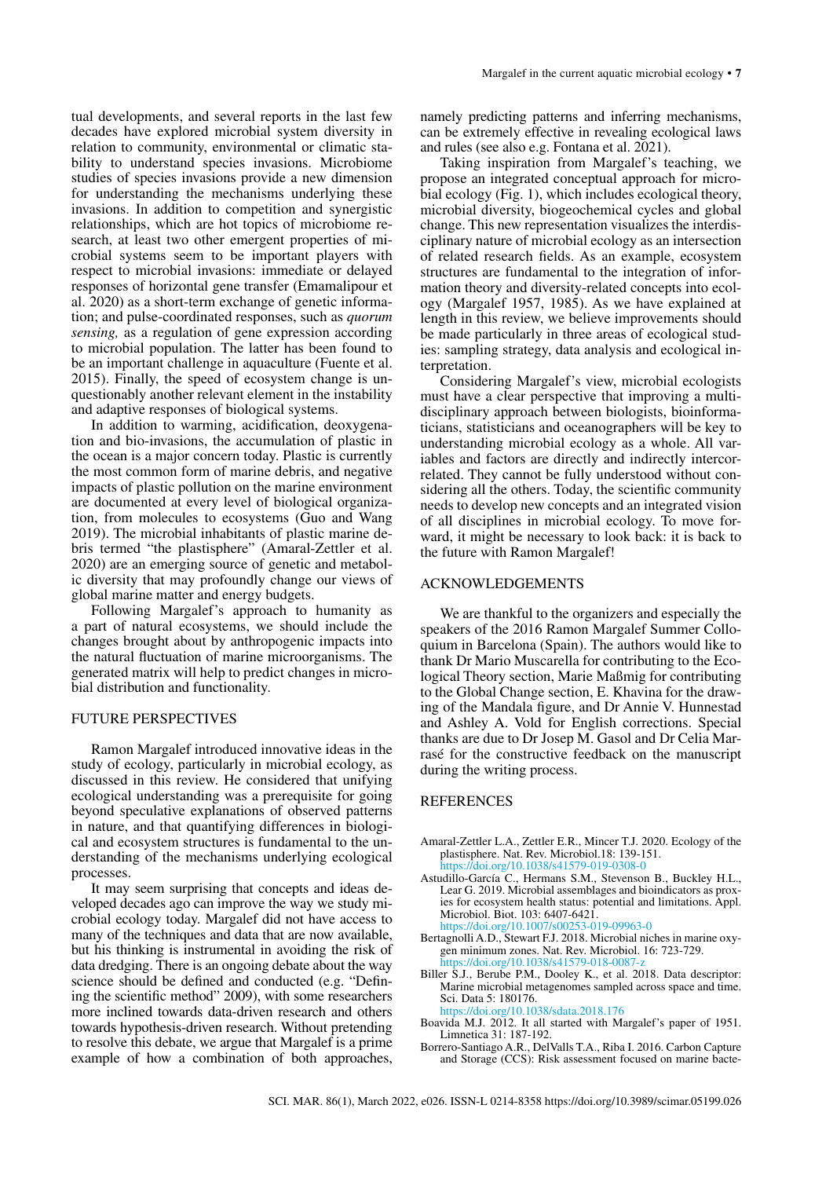tual developments, and several reports in the last few decades have explored microbial system diversity in relation to community, environmental or climatic stability to understand species invasions. Microbiome studies of species invasions provide a new dimension for understanding the mechanisms underlying these invasions. In addition to competition and synergistic relationships, which are hot topics of microbiome research, at least two other emergent properties of microbial systems seem to be important players with respect to microbial invasions: immediate or delayed responses of horizontal gene transfer (Emamalipour et al. 2020) as a short-term exchange of genetic information; and pulse-coordinated responses, such as *quorum sensing,* as a regulation of gene expression according to microbial population. The latter has been found to be an important challenge in aquaculture (Fuente et al. 2015). Finally, the speed of ecosystem change is unquestionably another relevant element in the instability and adaptive responses of biological systems.

In addition to warming, acidification, deoxygenation and bio-invasions, the accumulation of plastic in the ocean is a major concern today. Plastic is currently the most common form of marine debris, and negative impacts of plastic pollution on the marine environment are documented at every level of biological organization, from molecules to ecosystems (Guo and Wang 2019). The microbial inhabitants of plastic marine debris termed "the plastisphere" (Amaral-Zettler et al. 2020) are an emerging source of genetic and metabolic diversity that may profoundly change our views of global marine matter and energy budgets.

Following Margalef's approach to humanity as a part of natural ecosystems, we should include the changes brought about by anthropogenic impacts into the natural fluctuation of marine microorganisms. The generated matrix will help to predict changes in microbial distribution and functionality.

## FUTURE PERSPECTIVES

Ramon Margalef introduced innovative ideas in the study of ecology, particularly in microbial ecology, as discussed in this review. He considered that unifying ecological understanding was a prerequisite for going beyond speculative explanations of observed patterns in nature, and that quantifying differences in biological and ecosystem structures is fundamental to the understanding of the mechanisms underlying ecological processes.

It may seem surprising that concepts and ideas developed decades ago can improve the way we study microbial ecology today. Margalef did not have access to many of the techniques and data that are now available, but his thinking is instrumental in avoiding the risk of data dredging. There is an ongoing debate about the way science should be defined and conducted (e.g. "Defining the scientific method" 2009), with some researchers more inclined towards data-driven research and others towards hypothesis-driven research. Without pretending to resolve this debate, we argue that Margalef is a prime example of how a combination of both approaches, namely predicting patterns and inferring mechanisms, can be extremely effective in revealing ecological laws and rules (see also e.g. Fontana et al. 2021).

Taking inspiration from Margalef's teaching, we propose an integrated conceptual approach for microbial ecology (Fig. 1), which includes ecological theory, microbial diversity, biogeochemical cycles and global change. This new representation visualizes the interdisciplinary nature of microbial ecology as an intersection of related research fields. As an example, ecosystem structures are fundamental to the integration of information theory and diversity-related concepts into ecology (Margalef 1957, 1985). As we have explained at length in this review, we believe improvements should be made particularly in three areas of ecological studies: sampling strategy, data analysis and ecological interpretation.

Considering Margalef's view, microbial ecologists must have a clear perspective that improving a multidisciplinary approach between biologists, bioinformaticians, statisticians and oceanographers will be key to understanding microbial ecology as a whole. All variables and factors are directly and indirectly intercorrelated. They cannot be fully understood without considering all the others. Today, the scientific community needs to develop new concepts and an integrated vision of all disciplines in microbial ecology. To move forward, it might be necessary to look back: it is back to the future with Ramon Margalef!

## ACKNOWLEDGEMENTS

We are thankful to the organizers and especially the speakers of the 2016 Ramon Margalef Summer Colloquium in Barcelona (Spain). The authors would like to thank Dr Mario Muscarella for contributing to the Ecological Theory section, Marie Maßmig for contributing to the Global Change section, E. Khavina for the drawing of the Mandala figure, and Dr Annie V. Hunnestad and Ashley A. Vold for English corrections. Special thanks are due to Dr Josep M. Gasol and Dr Celia Marrasé for the constructive feedback on the manuscript during the writing process.

## REFERENCES

Amaral-Zettler L.A., Zettler E.R., Mincer T.J. 2020. Ecology of the plastisphere. Nat. Rev. Microbiol.18: 139-151. https://doi.org/10.1038/s41579-019-0308-0

Astudillo-García C., Hermans S.M., Stevenson B., Buckley H.L., Lear G. 2019. Microbial assemblages and bioindicators as proxies for ecosystem health status: potential and limitations. Appl. Microbiol. Biot. 103: 6407-6421. https://doi.org/10.1007/s00253-019-09963-0

Bertagnolli A.D., Stewart F.J. 2018. Microbial niches in marine oxygen minimum zones. Nat. Rev. Microbiol. 16: 723-729. https://doi.org/10.1038/s41579-018-0087-z

Biller S.J., Berube P.M., Dooley K., et al. 2018. Data descriptor: Marine microbial metagenomes sampled across space and time. Sci. Data 5: 180176. https://doi.org/10.1038/sdata.2018.176

Boavida M.J. 2012. It all started with Margalef's paper of 1951. Limnetica 31: 187-192.

Borrero-Santiago A.R., DelValls T.A., Riba I. 2016. Carbon Capture and Storage (CCS): Risk assessment focused on marine bacte-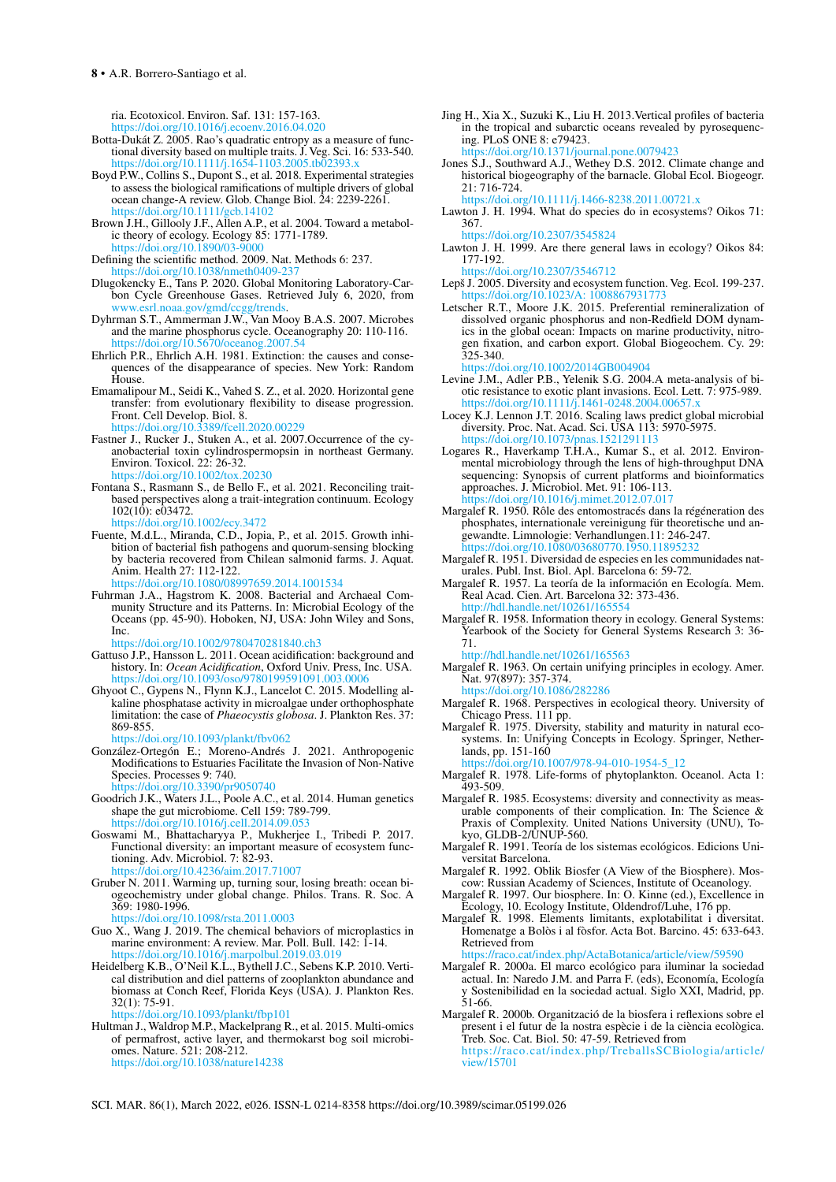ria. Ecotoxicol. Environ. Saf. 131: 157-163. https://doi.org/10.1016/j.ecoenv.2016.04.020

Botta-Dukát Z. 2005. Rao's quadratic entropy as a measure of functional diversity based on multiple traits. J. Veg. Sci. 16: 533-540. https://doi.org/10.1111/j.1654-1103.2005.tb02393.x

Boyd P.W., Collins S., Dupont S., et al. 2018. Experimental strategies to assess the biological ramifications of multiple drivers of global ocean change-A review. Glob. Change Biol. 24: 2239-2261. https://doi.org/10.1111/gcb.14102

Brown J.H., Gillooly J.F., Allen A.P., et al. 2004. Toward a metabolic theory of ecology. Ecology 85: 1771-1789. https://doi.org/10.1890/03-9000

Defining the scientific method. 2009. Nat. Methods 6: 237. https://doi.org/10.1038/nmeth0409-237

Dlugokencky E., Tans P. 2020. Global Monitoring Laboratory-Carbon Cycle Greenhouse Gases. Retrieved July 6, 2020, from www.esrl.noaa.gov/gmd/ccgg/trends.

Dyhrman S.T., Ammerman J.W., Van Mooy B.A.S. 2007. Microbes and the marine phosphorus cycle. Oceanography 20: 110-116. https://doi.org/10.5670/oceanog.2007.54

Ehrlich P.R., Ehrlich A.H. 1981. Extinction: the causes and consequences of the disappearance of species. New York: Random House.

Emamalipour M., Seidi K., Vahed S. Z., et al. 2020. Horizontal gene transfer: from evolutionary flexibility to disease progression. Front. Cell Develop. Biol. 8. https://doi.org/10.3389/fcell.2020.00229

Fastner J., Rucker J., Stuken A., et al. 2007.Occurrence of the cyanobacterial toxin cylindrospermopsin in northeast Germany. Environ. Toxicol. 22: 26-32. https://doi.org/10.1002/tox.20230

Fontana S., Rasmann S., de Bello F., et al. 2021. Reconciling trait-based perspectives along a trait-integration continuum. Ecology 102(10): e03472. https://doi.org/10.1002/ecy.3472

Fuente, M.d.L., Miranda, C.D., Jopia, P., et al. 2015. Growth inhibition of bacterial fish pathogens and quorum-sensing blocking by bacteria recovered from Chilean salmonid farms. J. Aquat. Anim. Health 27: 112-122. https://doi.org/10.1080/08997659.2014.1001534

Fuhrman J.A., Hagstrom K. 2008. Bacterial and Archaeal Community Structure and its Patterns. In: Microbial Ecology of the Oceans (pp. 45-90). Hoboken, NJ, USA: John Wiley and Sons, Inc. https://doi.org/10.1002/9780470281840.ch3

Gattuso J.P., Hansson L. 2011. Ocean acidification: background and history. In: *Ocean Acidification*, Oxford Univ. Press, Inc. USA. https://doi.org/10.1093/oso/9780199591091.003.0006

Ghyoot C., Gypens N., Flynn K.J., Lancelot C. 2015. Modelling alkaline phosphatase activity in microalgae under orthophosphate limitation: the case of *Phaeocystis globosa*. J. Plankton Res. 37: 869-855. https://doi.org/10.1093/plankt/fbv062

González-Ortegón E.; Moreno-Andrés J. 2021. Anthropogenic Modifications to Estuaries Facilitate the Invasion of Non-Native Species. Processes 9: 740. https://doi.org/10.3390/pr9050740

Goodrich J.K., Waters J.L., Poole A.C., et al. 2014. Human genetics shape the gut microbiome. Cell 159: 789-799. https://doi.org/10.1016/j.cell.2014.09.053

Goswami M., Bhattacharyya P., Mukherjee I., Tribedi P. 2017. Functional diversity: an important measure of ecosystem functioning. Adv. Microbiol. 7: 82-93. https://doi.org/10.4236/aim.2017.71007

Gruber N. 2011. Warming up, turning sour, losing breath: ocean biogeochemistry under global change. Philos. Trans. R. Soc. A 369: 1980-1996. https://doi.org/10.1098/rsta.2011.0003

Guo X., Wang J. 2019. The chemical behaviors of microplastics in marine environment: A review. Mar. Poll. Bull. 142: 1-14. https://doi.org/10.1016/j.marpolbul.2019.03.019

Heidelberg K.B., O'Neil K.L., Bythell J.C., Sebens K.P. 2010. Vertical distribution and diel patterns of zooplankton abundance and biomass at Conch Reef, Florida Keys (USA). J. Plankton Res. 32(1): 75-91. https://doi.org/10.1093/plankt/fbp101

Hultman J., Waldrop M.P., Mackelprang R., et al. 2015. Multi-omics of permafrost, active layer, and thermokarst bog soil microbiomes. Nature. 521: 208-212. https://doi.org/10.1038/nature14238

Jing H., Xia X., Suzuki K., Liu H. 2013.Vertical profiles of bacteria in the tropical and subarctic oceans revealed by pyrosequencing. PLoS ONE 8: e79423. https://doi.org/10.1371/journal.pone.0079423

Jones S.J., Southward A.J., Wethey D.S. 2012. Climate change and historical biogeography of the barnacle. Global Ecol. Biogeogr. 21: 716-724. https://doi.org/10.1111/j.1466-8238.2011.00721.x

Lawton J. H. 1994. What do species do in ecosystems? Oikos 71: 367. https://doi.org/10.2307/3545824

Lawton J. H. 1999. Are there general laws in ecology? Oikos 84: 177-192. https://doi.org/10.2307/3546712

Lepš J. 2005. Diversity and ecosystem function. Veg. Ecol. 199-237. https://doi.org/10.1023/A: 1008867931773

Letscher R.T., Moore J.K. 2015. Preferential remineralization of dissolved organic phosphorus and non-Redfield DOM dynamics in the global ocean: Impacts on marine productivity, nitrogen fixation, and carbon export. Global Biogeochem. Cy. 29: 325-340. https://doi.org/10.1002/2014GB004904

Levine J.M., Adler P.B., Yelenik S.G. 2004.A meta-analysis of biotic resistance to exotic plant invasions. Ecol. Lett. 7: 975-989. https://doi.org/10.1111/j.1461-0248.2004.00657.x

Locey K.J. Lennon J.T. 2016. Scaling laws predict global microbial diversity. Proc. Nat. Acad. Sci. USA 113: 5970-5975. https://doi.org/10.1073/pnas.1521291113

Logares R., Haverkamp T.H.A., Kumar S., et al. 2012. Environmental microbiology through the lens of high-throughput DNA sequencing: Synopsis of current platforms and bioinformatics approaches. J. Microbiol. Met. 91: 106-113. https://doi.org/10.1016/j.mimet.2012.07.017

Margalef R. 1950. Rôle des entomostracés dans la régéneration des phosphates, internationale vereinigung für theoretische und angewandte. Limnologie: Verhandlungen.11: 246-247. https://doi.org/10.1080/03680770.1950.11895232

Margalef R. 1951. Diversidad de especies en les communidades naturales. Publ. Inst. Biol. Apl. Barcelona 6: 59-72.

Margalef R. 1957. La teoría de la información en Ecología. Mem. Real Acad. Cien. Art. Barcelona 32: 373-436. http://hdl.handle.net/10261/165554

Margalef R. 1958. Information theory in ecology. General Systems: Yearbook of the Society for General Systems Research 3: 36-71. http://hdl.handle.net/10261/165563

Margalef R. 1963. On certain unifying principles in ecology. Amer. Nat. 97(897): 357-374. https://doi.org/10.1086/282286

Margalef R. 1968. Perspectives in ecological theory. University of Chicago Press. 111 pp.

Margalef R. 1975. Diversity, stability and maturity in natural ecosystems. In: Unifying Concepts in Ecology. Springer, Netherlands, pp. 151-160 https://doi.org/10.1007/978-94-010-1954-5_12

Margalef R. 1978. Life-forms of phytoplankton. Oceanol. Acta 1: 493-509.

Margalef R. 1985. Ecosystems: diversity and connectivity as measurable components of their complication. In: The Science & Praxis of Complexity. United Nations University (UNU), Tokyo, GLDB-2/UNUP-560.

Margalef R. 1991. Teoría de los sistemas ecológicos. Edicions Universitat Barcelona.

Margalef R. 1992. Oblik Biosfer (A View of the Biosphere). Moscow: Russian Academy of Sciences, Institute of Oceanology.

Margalef R. 1997. Our biosphere. In: O. Kinne (ed.), Excellence in Ecology, 10. Ecology Institute, Oldendrof/Luhe, 176 pp.

Margalef R. 1998. Elements limitants, explotabilitat i diversitat. Homenatge a Bolòs i al fòsfor. Acta Bot. Barcino. 45: 633-643. Retrieved from https://raco.cat/index.php/ActaBotanica/article/view/59590

Margalef R. 2000a. El marco ecológico para iluminar la sociedad actual. In: Naredo J.M. and Parra F. (eds), Economía, Ecología y Sostenibilidad en la sociedad actual. Siglo XXI, Madrid, pp. 51-66.

Margalef R. 2000b. Organització de la biosfera i reflexions sobre el present i el futur de la nostra espècie i de la ciència ecològica. Treb. Soc. Cat. Biol. 50: 47-59. Retrieved from https://raco.cat/index.php/TreballsSCBiologia/article/view/15701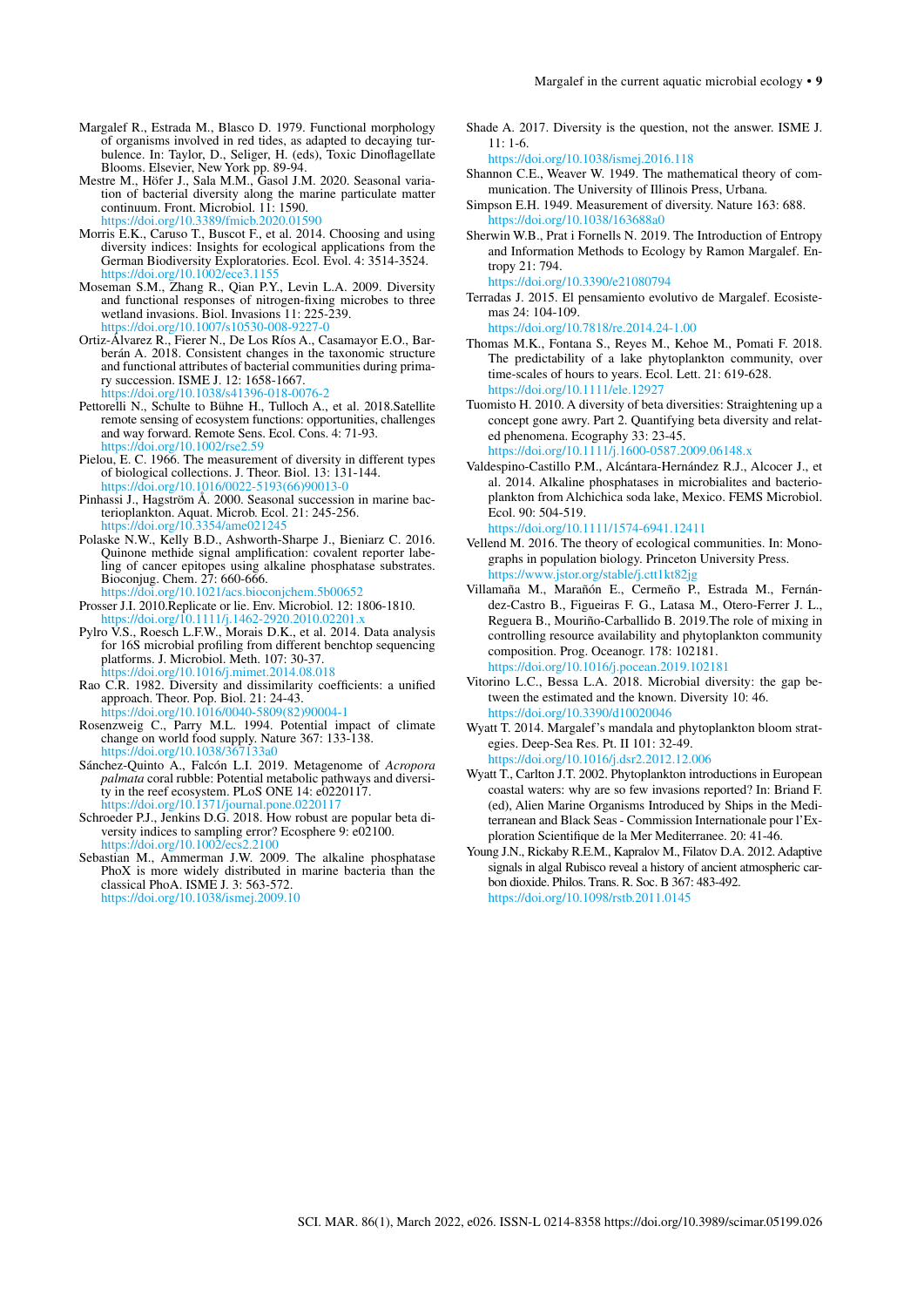Margalef R., Estrada M., Blasco D. 1979. Functional morphology of organisms involved in red tides, as adapted to decaying turbulence. In: Taylor, D., Seliger, H. (eds), Toxic Dinoflagellate Blooms. Elsevier, New York pp. 89-94.

Mestre M., Höfer J., Sala M.M., Gasol J.M. 2020. Seasonal variation of bacterial diversity along the marine particulate matter continuum. Front. Microbiol. 11: 1590. https://doi.org/10.3389/fmicb.2020.01590

Morris E.K., Caruso T., Buscot F., et al. 2014. Choosing and using diversity indices: Insights for ecological applications from the German Biodiversity Exploratories. Ecol. Evol. 4: 3514-3524. https://doi.org/10.1002/ece3.1155

Moseman S.M., Zhang R., Qian P.Y., Levin L.A. 2009. Diversity and functional responses of nitrogen-fixing microbes to three wetland invasions. Biol. Invasions 11: 225-239. https://doi.org/10.1007/s10530-008-9227-0

Ortiz-Álvarez R., Fierer N., De Los Ríos A., Casamayor E.O., Barberán A. 2018. Consistent changes in the taxonomic structure and functional attributes of bacterial communities during primary succession. ISME J. 12: 1658-1667. https://doi.org/10.1038/s41396-018-0076-2

Pettorelli N., Schulte to Bühne H., Tulloch A., et al. 2018.Satellite remote sensing of ecosystem functions: opportunities, challenges and way forward. Remote Sens. Ecol. Cons. 4: 71-93. https://doi.org/10.1002/rse2.59

Pielou, E. C. 1966. The measurement of diversity in different types of biological collections. J. Theor. Biol. 13: 131-144. https://doi.org/10.1016/0022-5193(66)90013-0

Pinhassi J., Hagström Å. 2000. Seasonal succession in marine bacterioplankton. Aquat. Microb. Ecol. 21: 245-256. https://doi.org/10.3354/ame021245

Polaske N.W., Kelly B.D., Ashworth-Sharpe J., Bieniarz C. 2016. Quinone methide signal amplification: covalent reporter labeling of cancer epitopes using alkaline phosphatase substrates. Bioconjug. Chem. 27: 660-666. https://doi.org/10.1021/acs.bioconjchem.5b00652

Prosser J.I. 2010.Replicate or lie. Env. Microbiol. 12: 1806-1810. https://doi.org/10.1111/j.1462-2920.2010.02201.x

Pylro V.S., Roesch L.F.W., Morais D.K., et al. 2014. Data analysis for 16S microbial profiling from different benchtop sequencing platforms. J. Microbiol. Meth. 107: 30-37. https://doi.org/10.1016/j.mimet.2014.08.018

Rao C.R. 1982. Diversity and dissimilarity coefficients: a unified approach. Theor. Pop. Biol. 21: 24-43. https://doi.org/10.1016/0040-5809(82)90004-1

Rosenzweig C., Parry M.L. 1994. Potential impact of climate change on world food supply. Nature 367: 133-138. https://doi.org/10.1038/367133a0

Sánchez-Quinto A., Falcón L.I. 2019. Metagenome of *Acropora palmata* coral rubble: Potential metabolic pathways and diversity in the reef ecosystem. PLoS ONE 14: e0220117. https://doi.org/10.1371/journal.pone.0220117

Schroeder P.J., Jenkins D.G. 2018. How robust are popular beta diversity indices to sampling error? Ecosphere 9: e02100. https://doi.org/10.1002/ecs2.2100

Sebastian M., Ammerman J.W. 2009. The alkaline phosphatase PhoX is more widely distributed in marine bacteria than the classical PhoA. ISME J. 3: 563-572. https://doi.org/10.1038/ismej.2009.10

Shade A. 2017. Diversity is the question, not the answer. ISME J. 11: 1-6. https://doi.org/10.1038/ismej.2016.118

Shannon C.E., Weaver W. 1949. The mathematical theory of communication. The University of Illinois Press, Urbana.

Simpson E.H. 1949. Measurement of diversity. Nature 163: 688. https://doi.org/10.1038/163688a0

Sherwin W.B., Prat i Fornells N. 2019. The Introduction of Entropy and Information Methods to Ecology by Ramon Margalef. Entropy 21: 794. https://doi.org/10.3390/e21080794

Terradas J. 2015. El pensamiento evolutivo de Margalef. Ecosistemas 24: 104-109. https://doi.org/10.7818/re.2014.24-1.00

Thomas M.K., Fontana S., Reyes M., Kehoe M., Pomati F. 2018. The predictability of a lake phytoplankton community, over time-scales of hours to years. Ecol. Lett. 21: 619-628. https://doi.org/10.1111/ele.12927

Tuomisto H. 2010. A diversity of beta diversities: Straightening up a concept gone awry. Part 2. Quantifying beta diversity and related phenomena. Ecography 33: 23-45. https://doi.org/10.1111/j.1600-0587.2009.06148.x

Valdespino-Castillo P.M., Alcántara-Hernández R.J., Alcocer J., et al. 2014. Alkaline phosphatases in microbialites and bacterioplankton from Alchichica soda lake, Mexico. FEMS Microbiol. Ecol. 90: 504-519. https://doi.org/10.1111/1574-6941.12411

Vellend M. 2016. The theory of ecological communities. In: Monographs in population biology. Princeton University Press. https://www.jstor.org/stable/j.ctt1kt82jg

Villamaña M., Marañón E., Cermeño P., Estrada M., Fernández-Castro B., Figueiras F. G., Latasa M., Otero-Ferrer J. L., Reguera B., Mouriño-Carballido B. 2019.The role of mixing in controlling resource availability and phytoplankton community composition. Prog. Oceanogr. 178: 102181. https://doi.org/10.1016/j.pocean.2019.102181

Vitorino L.C., Bessa L.A. 2018. Microbial diversity: the gap between the estimated and the known. Diversity 10: 46. https://doi.org/10.3390/d10020046

Wyatt T. 2014. Margalef's mandala and phytoplankton bloom strategies. Deep-Sea Res. Pt. II 101: 32-49. https://doi.org/10.1016/j.dsr2.2012.12.006

Wyatt T., Carlton J.T. 2002. Phytoplankton introductions in European coastal waters: why are so few invasions reported? In: Briand F. (ed), Alien Marine Organisms Introduced by Ships in the Mediterranean and Black Seas - Commission Internationale pour l'Exploration Scientifique de la Mer Mediterranee. 20: 41-46.

Young J.N., Rickaby R.E.M., Kapralov M., Filatov D.A. 2012. Adaptive signals in algal Rubisco reveal a history of ancient atmospheric carbon dioxide. Philos. Trans. R. Soc. B 367: 483-492. https://doi.org/10.1098/rstb.2011.0145